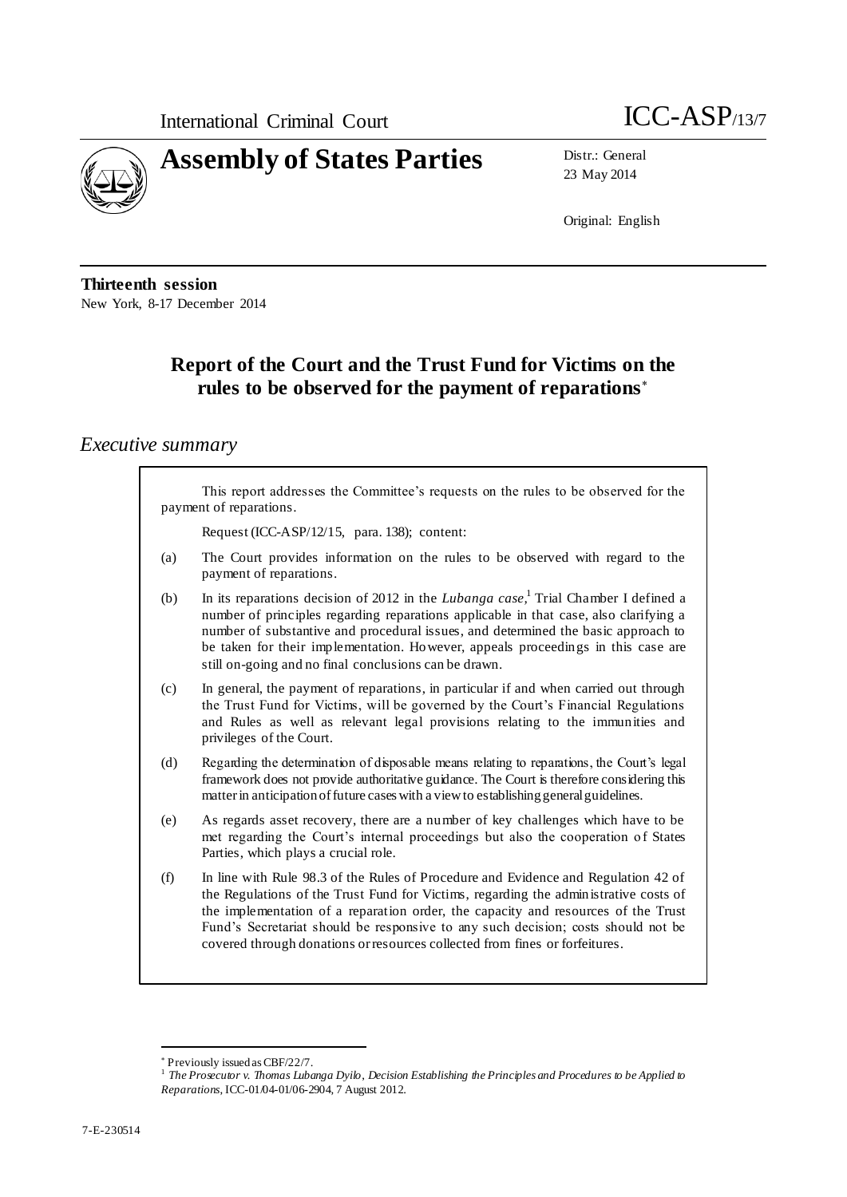International Criminal Court

ICC-ASP/13/7

# Assembly of States Parties

Distr.: General
23 May 2014

Original: English

**Thirteenth session**
New York, 8-17 December 2014

## Report of the Court and the Trust Fund for Victims on the rules to be observed for the payment of reparations*

## *Executive summary*

This report addresses the Committee's requests on the rules to be observed for the payment of reparations.

Request (ICC-ASP/12/15, para. 138); content:

(a) The Court provides information on the rules to be observed with regard to the payment of reparations.

(b) In its reparations decision of 2012 in the *Lubanga case*,[1] Trial Chamber I defined a number of principles regarding reparations applicable in that case, also clarifying a number of substantive and procedural issues, and determined the basic approach to be taken for their implementation. However, appeals proceedings in this case are still on-going and no final conclusions can be drawn.

(c) In general, the payment of reparations, in particular if and when carried out through the Trust Fund for Victims, will be governed by the Court's Financial Regulations and Rules as well as relevant legal provisions relating to the immunities and privileges of the Court.

(d) Regarding the determination of disposable means relating to reparations, the Court's legal framework does not provide authoritative guidance. The Court is therefore considering this matter in anticipation of future cases with a view to establishing general guidelines.

(e) As regards asset recovery, there are a number of key challenges which have to be met regarding the Court's internal proceedings but also the cooperation of States Parties, which plays a crucial role.

(f) In line with Rule 98.3 of the Rules of Procedure and Evidence and Regulation 42 of the Regulations of the Trust Fund for Victims, regarding the administrative costs of the implementation of a reparation order, the capacity and resources of the Trust Fund's Secretariat should be responsive to any such decision; costs should not be covered through donations or resources collected from fines or forfeitures.

---

\* Previously issued as CBF/22/7.

[1] *The Prosecutor v. Thomas Lubanga Dyilo, Decision Establishing the Principles and Procedures to be Applied to Reparations*, ICC-01/04-01/06-2904, 7 August 2012.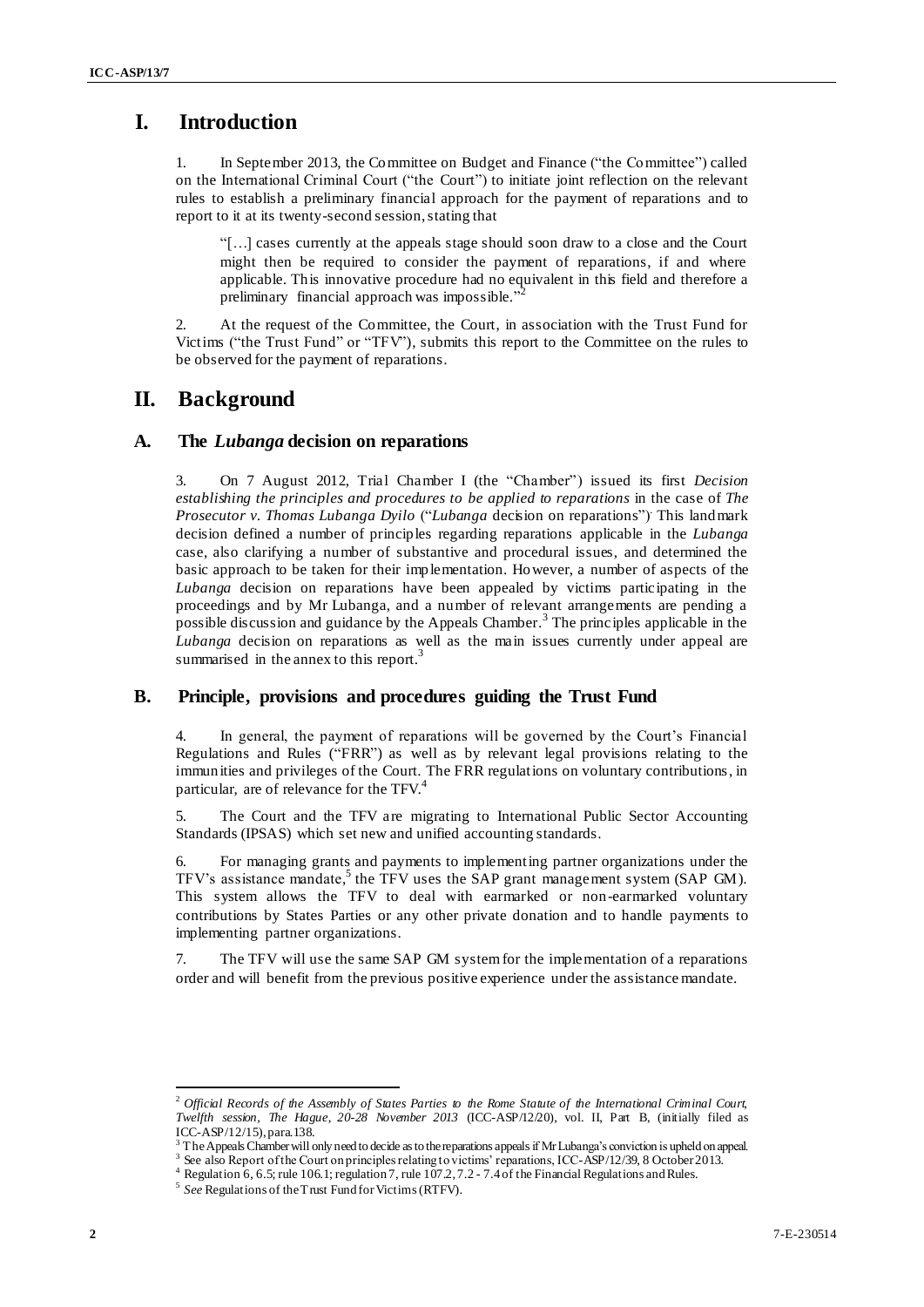# I. Introduction

1. In September 2013, the Committee on Budget and Finance ("the Committee") called on the International Criminal Court ("the Court") to initiate joint reflection on the relevant rules to establish a preliminary financial approach for the payment of reparations and to report to it at its twenty-second session, stating that

> "[…] cases currently at the appeals stage should soon draw to a close and the Court might then be required to consider the payment of reparations, if and where applicable. This innovative procedure had no equivalent in this field and therefore a preliminary financial approach was impossible."[2]

2. At the request of the Committee, the Court, in association with the Trust Fund for Victims ("the Trust Fund" or "TFV"), submits this report to the Committee on the rules to be observed for the payment of reparations.

# II. Background

## A. The *Lubanga* decision on reparations

3. On 7 August 2012, Trial Chamber I (the "Chamber") issued its first *Decision establishing the principles and procedures to be applied to reparations* in the case of *The Prosecutor v. Thomas Lubanga Dyilo* ("*Lubanga* decision on reparations"). This landmark decision defined a number of principles regarding reparations applicable in the *Lubanga* case, also clarifying a number of substantive and procedural issues, and determined the basic approach to be taken for their implementation. However, a number of aspects of the *Lubanga* decision on reparations have been appealed by victims participating in the proceedings and by Mr Lubanga, and a number of relevant arrangements are pending a possible discussion and guidance by the Appeals Chamber.[3] The principles applicable in the *Lubanga* decision on reparations as well as the main issues currently under appeal are summarised in the annex to this report.[3]

## B. Principle, provisions and procedures guiding the Trust Fund

4. In general, the payment of reparations will be governed by the Court's Financial Regulations and Rules ("FRR") as well as by relevant legal provisions relating to the immunities and privileges of the Court. The FRR regulations on voluntary contributions, in particular, are of relevance for the TFV.[4]

5. The Court and the TFV are migrating to International Public Sector Accounting Standards (IPSAS) which set new and unified accounting standards.

6. For managing grants and payments to implementing partner organizations under the TFV's assistance mandate,[5] the TFV uses the SAP grant management system (SAP GM). This system allows the TFV to deal with earmarked or non-earmarked voluntary contributions by States Parties or any other private donation and to handle payments to implementing partner organizations.

7. The TFV will use the same SAP GM system for the implementation of a reparations order and will benefit from the previous positive experience under the assistance mandate.

---

[2] *Official Records of the Assembly of States Parties to the Rome Statute of the International Criminal Court, Twelfth session, The Hague, 20-28 November 2013* (ICC-ASP/12/20), vol. II, Part B, (initially filed as ICC-ASP/12/15), para.138.

[3] The Appeals Chamber will only need to decide as to the reparations appeals if Mr Lubanga's conviction is upheld on appeal.

[3] See also Report of the Court on principles relating to victims' reparations, ICC-ASP/12/39, 8 October 2013.

[4] Regulation 6, 6.5; rule 106.1; regulation 7, rule 107.2, 7.2 - 7.4 of the Financial Regulations and Rules.

[5] *See* Regulations of the Trust Fund for Victims (RTFV).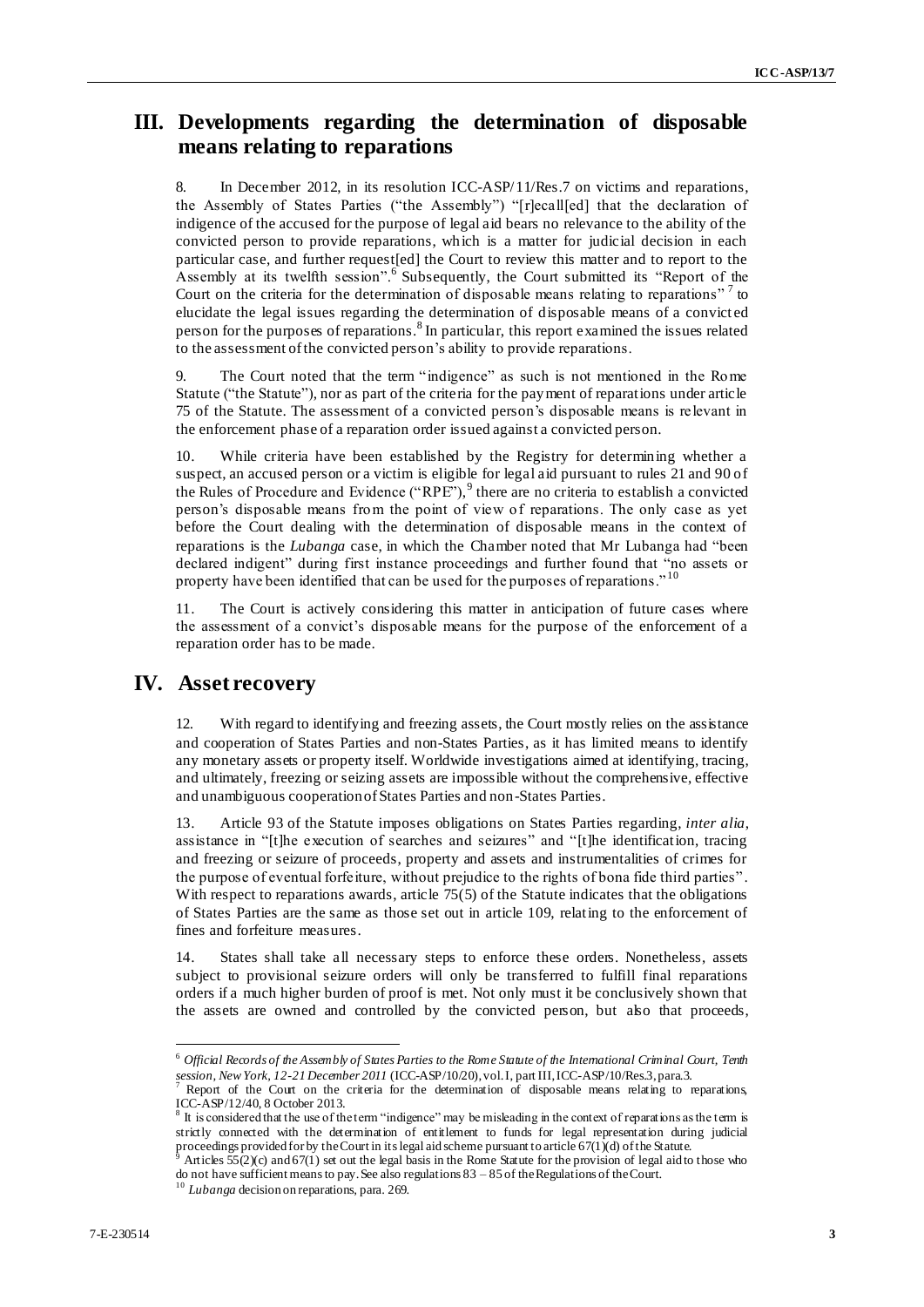# III. Developments regarding the determination of disposable means relating to reparations

8. In December 2012, in its resolution ICC-ASP/11/Res.7 on victims and reparations, the Assembly of States Parties ("the Assembly") "[r]ecall[ed] that the declaration of indigence of the accused for the purpose of legal aid bears no relevance to the ability of the convicted person to provide reparations, which is a matter for judicial decision in each particular case, and further request[ed] the Court to review this matter and to report to the Assembly at its twelfth session".[6] Subsequently, the Court submitted its "Report of the Court on the criteria for the determination of disposable means relating to reparations"[7] to elucidate the legal issues regarding the determination of disposable means of a convicted person for the purposes of reparations.[8] In particular, this report examined the issues related to the assessment of the convicted person's ability to provide reparations.

9. The Court noted that the term "indigence" as such is not mentioned in the Rome Statute ("the Statute"), nor as part of the criteria for the payment of reparations under article 75 of the Statute. The assessment of a convicted person's disposable means is relevant in the enforcement phase of a reparation order issued against a convicted person.

10. While criteria have been established by the Registry for determining whether a suspect, an accused person or a victim is eligible for legal aid pursuant to rules 21 and 90 of the Rules of Procedure and Evidence ("RPE"),[9] there are no criteria to establish a convicted person's disposable means from the point of view of reparations. The only case as yet before the Court dealing with the determination of disposable means in the context of reparations is the *Lubanga* case, in which the Chamber noted that Mr Lubanga had "been declared indigent" during first instance proceedings and further found that "no assets or property have been identified that can be used for the purposes of reparations."[10]

11. The Court is actively considering this matter in anticipation of future cases where the assessment of a convict's disposable means for the purpose of the enforcement of a reparation order has to be made.

# IV. Asset recovery

12. With regard to identifying and freezing assets, the Court mostly relies on the assistance and cooperation of States Parties and non-States Parties, as it has limited means to identify any monetary assets or property itself. Worldwide investigations aimed at identifying, tracing, and ultimately, freezing or seizing assets are impossible without the comprehensive, effective and unambiguous cooperation of States Parties and non-States Parties.

13. Article 93 of the Statute imposes obligations on States Parties regarding, *inter alia*, assistance in "[t]he execution of searches and seizures" and "[t]he identification, tracing and freezing or seizure of proceeds, property and assets and instrumentalities of crimes for the purpose of eventual forfeiture, without prejudice to the rights of bona fide third parties". With respect to reparations awards, article 75(5) of the Statute indicates that the obligations of States Parties are the same as those set out in article 109, relating to the enforcement of fines and forfeiture measures.

14. States shall take all necessary steps to enforce these orders. Nonetheless, assets subject to provisional seizure orders will only be transferred to fulfill final reparations orders if a much higher burden of proof is met. Not only must it be conclusively shown that the assets are owned and controlled by the convicted person, but also that proceeds,

---

[6] *Official Records of the Assembly of States Parties to the Rome Statute of the International Criminal Court, Tenth session, New York, 12-21 December 2011* (ICC-ASP/10/20), vol. I, part III, ICC-ASP/10/Res.3, para.3.

[7] Report of the Court on the criteria for the determination of disposable means relating to reparations, ICC-ASP/12/40, 8 October 2013.

[8] It is considered that the use of the term "indigence" may be misleading in the context of reparations as the term is strictly connected with the determination of entitlement to funds for legal representation during judicial proceedings provided for by the Court in its legal aid scheme pursuant to article 67(1)(d) of the Statute.

[9] Articles 55(2)(c) and 67(1) set out the legal basis in the Rome Statute for the provision of legal aid to those who do not have sufficient means to pay. See also regulations 83 – 85 of the Regulations of the Court.

[10] *Lubanga* decision on reparations, para. 269.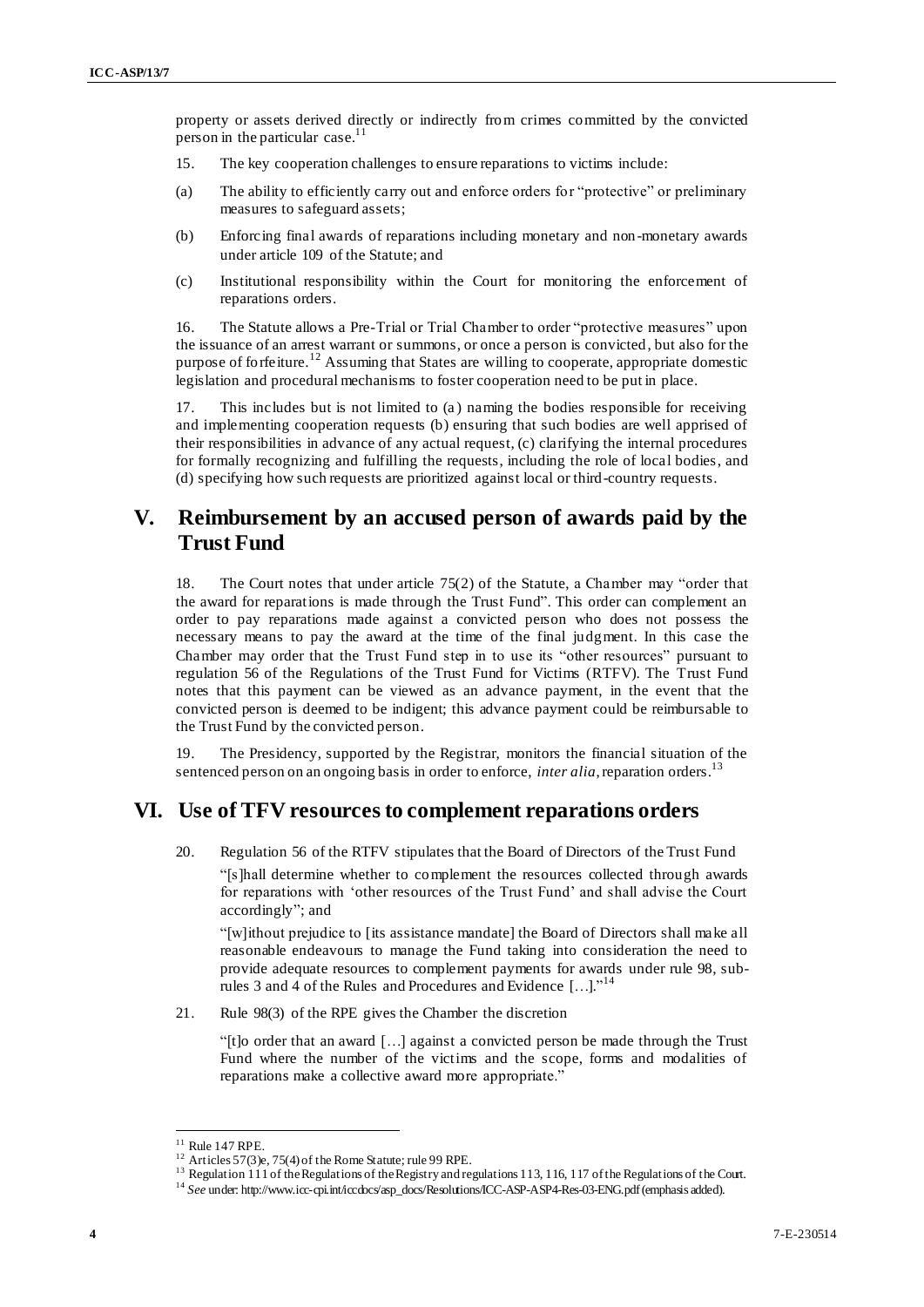property or assets derived directly or indirectly from crimes committed by the convicted person in the particular case.[11]

15. The key cooperation challenges to ensure reparations to victims include:

(a) The ability to efficiently carry out and enforce orders for "protective" or preliminary measures to safeguard assets;

(b) Enforcing final awards of reparations including monetary and non-monetary awards under article 109 of the Statute; and

(c) Institutional responsibility within the Court for monitoring the enforcement of reparations orders.

16. The Statute allows a Pre-Trial or Trial Chamber to order "protective measures" upon the issuance of an arrest warrant or summons, or once a person is convicted, but also for the purpose of forfeiture.[12] Assuming that States are willing to cooperate, appropriate domestic legislation and procedural mechanisms to foster cooperation need to be put in place.

17. This includes but is not limited to (a) naming the bodies responsible for receiving and implementing cooperation requests (b) ensuring that such bodies are well apprised of their responsibilities in advance of any actual request, (c) clarifying the internal procedures for formally recognizing and fulfilling the requests, including the role of local bodies, and (d) specifying how such requests are prioritized against local or third-country requests.

# V. Reimbursement by an accused person of awards paid by the Trust Fund

18. The Court notes that under article 75(2) of the Statute, a Chamber may "order that the award for reparations is made through the Trust Fund". This order can complement an order to pay reparations made against a convicted person who does not possess the necessary means to pay the award at the time of the final judgment. In this case the Chamber may order that the Trust Fund step in to use its "other resources" pursuant to regulation 56 of the Regulations of the Trust Fund for Victims (RTFV). The Trust Fund notes that this payment can be viewed as an advance payment, in the event that the convicted person is deemed to be indigent; this advance payment could be reimbursable to the Trust Fund by the convicted person.

19. The Presidency, supported by the Registrar, monitors the financial situation of the sentenced person on an ongoing basis in order to enforce, *inter alia*, reparation orders.[13]

# VI. Use of TFV resources to complement reparations orders

20. Regulation 56 of the RTFV stipulates that the Board of Directors of the Trust Fund

> "[s]hall determine whether to complement the resources collected through awards for reparations with 'other resources of the Trust Fund' and shall advise the Court accordingly"; and
>
> "[w]ithout prejudice to [its assistance mandate] the Board of Directors shall make all reasonable endeavours to manage the Fund taking into consideration the need to provide adequate resources to complement payments for awards under rule 98, sub-rules 3 and 4 of the Rules and Procedures and Evidence […]."[14]

21. Rule 98(3) of the RPE gives the Chamber the discretion

> "[t]o order that an award […] against a convicted person be made through the Trust Fund where the number of the victims and the scope, forms and modalities of reparations make a collective award more appropriate."

---

[11] Rule 147 RPE.

[12] Articles 57(3)e, 75(4) of the Rome Statute; rule 99 RPE.

[13] Regulation 111 of the Regulations of the Registry and regulations 113, 116, 117 of the Regulations of the Court.

[14] *See* under: http://www.icc-cpi.int/iccdocs/asp_docs/Resolutions/ICC-ASP-ASP4-Res-03-ENG.pdf (emphasis added).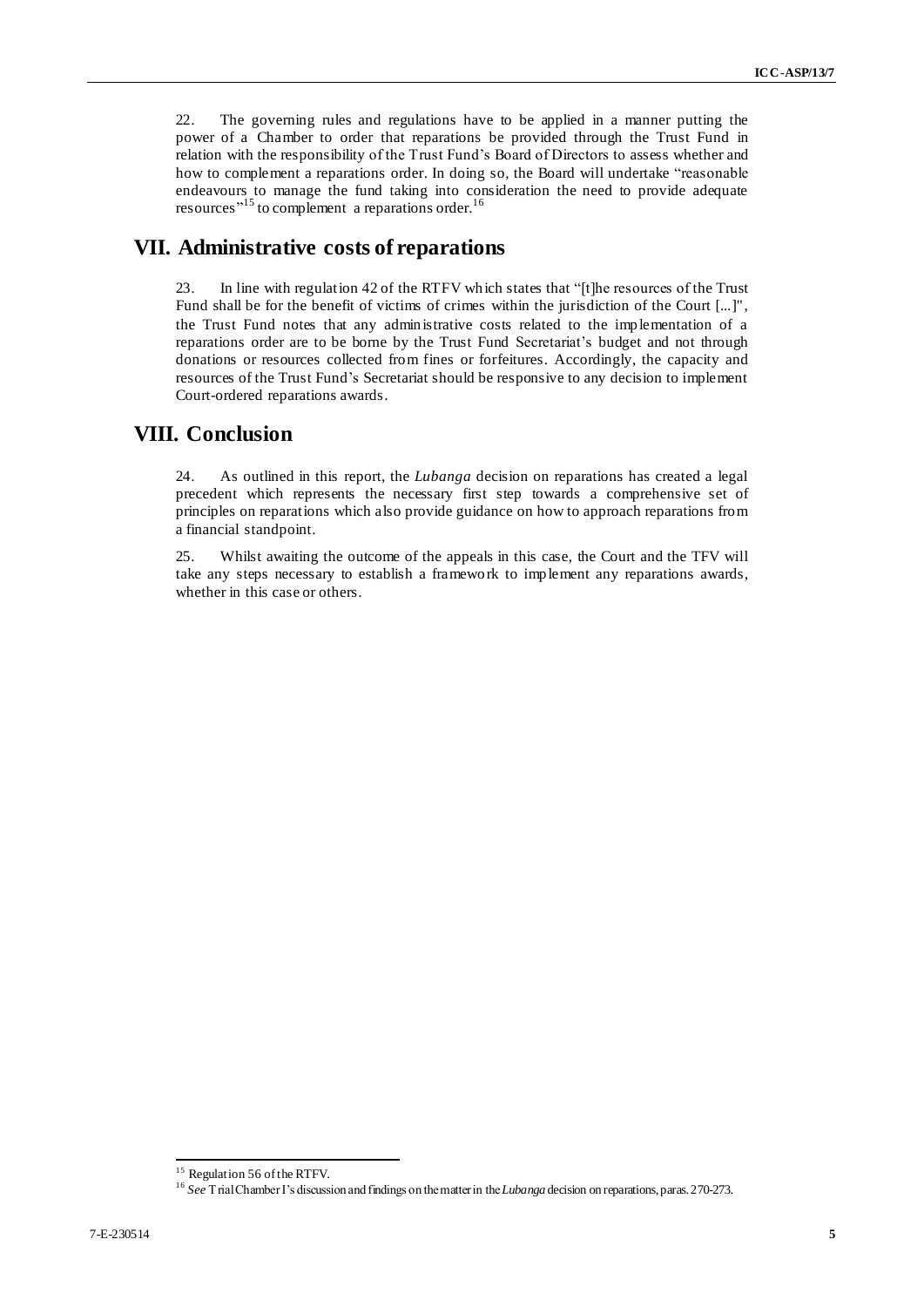22. The governing rules and regulations have to be applied in a manner putting the power of a Chamber to order that reparations be provided through the Trust Fund in relation with the responsibility of the Trust Fund's Board of Directors to assess whether and how to complement a reparations order. In doing so, the Board will undertake "reasonable endeavours to manage the fund taking into consideration the need to provide adequate resources"[15] to complement a reparations order.[16]

# VII. Administrative costs of reparations

23. In line with regulation 42 of the RTFV which states that "[t]he resources of the Trust Fund shall be for the benefit of victims of crimes within the jurisdiction of the Court [...]", the Trust Fund notes that any administrative costs related to the implementation of a reparations order are to be borne by the Trust Fund Secretariat's budget and not through donations or resources collected from fines or forfeitures. Accordingly, the capacity and resources of the Trust Fund's Secretariat should be responsive to any decision to implement Court-ordered reparations awards.

# VIII. Conclusion

24. As outlined in this report, the *Lubanga* decision on reparations has created a legal precedent which represents the necessary first step towards a comprehensive set of principles on reparations which also provide guidance on how to approach reparations from a financial standpoint.

25. Whilst awaiting the outcome of the appeals in this case, the Court and the TFV will take any steps necessary to establish a framework to implement any reparations awards, whether in this case or others.

---

[15] Regulation 56 of the RTFV.

[16] *See* Trial Chamber I's discussion and findings on the matter in the *Lubanga* decision on reparations, paras. 270-273.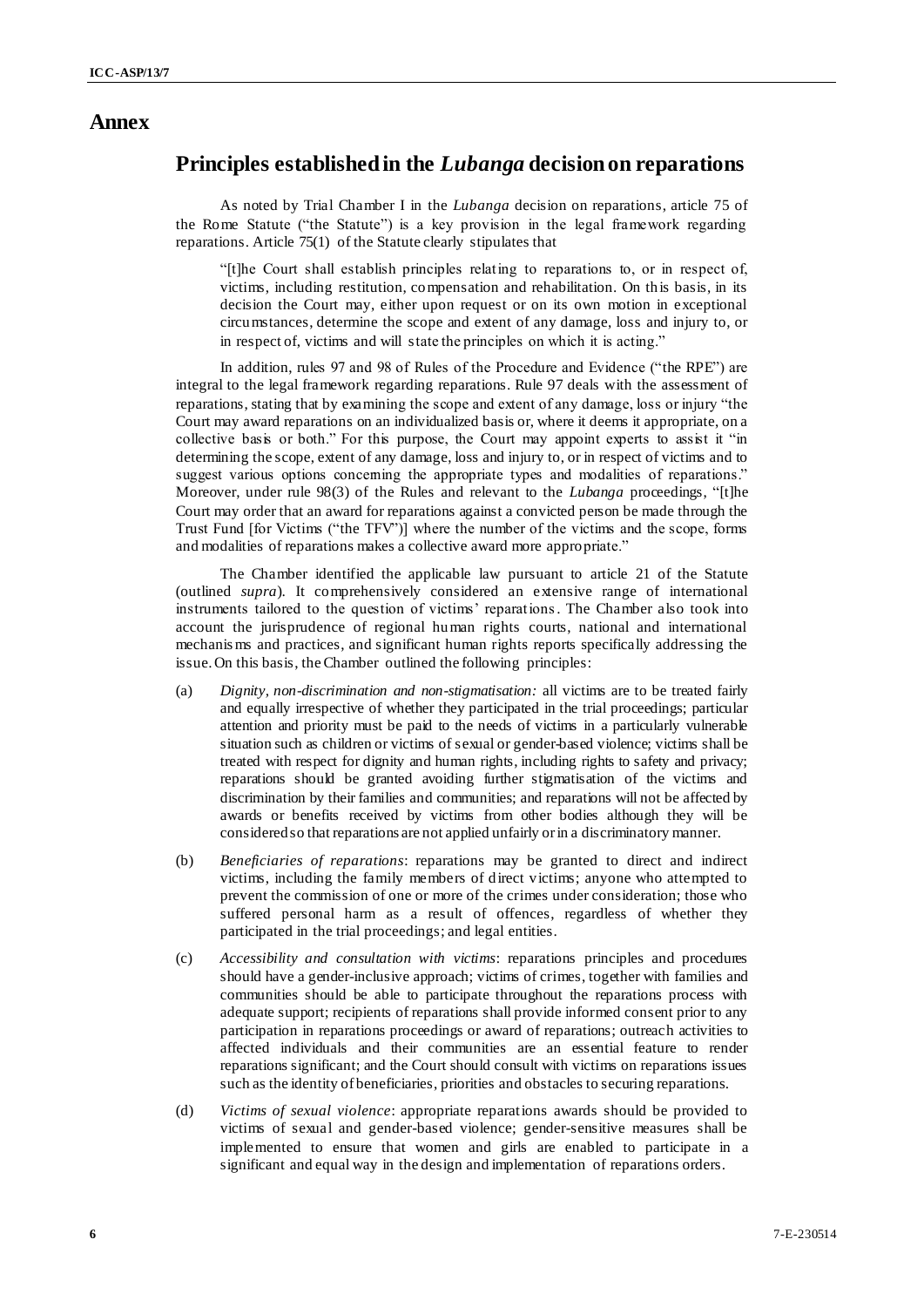# Annex

## Principles established in the *Lubanga* decision on reparations

As noted by Trial Chamber I in the *Lubanga* decision on reparations, article 75 of the Rome Statute ("the Statute") is a key provision in the legal framework regarding reparations. Article 75(1) of the Statute clearly stipulates that

> "[t]he Court shall establish principles relating to reparations to, or in respect of, victims, including restitution, compensation and rehabilitation. On this basis, in its decision the Court may, either upon request or on its own motion in exceptional circumstances, determine the scope and extent of any damage, loss and injury to, or in respect of, victims and will state the principles on which it is acting."

In addition, rules 97 and 98 of Rules of the Procedure and Evidence ("the RPE") are integral to the legal framework regarding reparations. Rule 97 deals with the assessment of reparations, stating that by examining the scope and extent of any damage, loss or injury "the Court may award reparations on an individualized basis or, where it deems it appropriate, on a collective basis or both." For this purpose, the Court may appoint experts to assist it "in determining the scope, extent of any damage, loss and injury to, or in respect of victims and to suggest various options concerning the appropriate types and modalities of reparations." Moreover, under rule 98(3) of the Rules and relevant to the *Lubanga* proceedings, "[t]he Court may order that an award for reparations against a convicted person be made through the Trust Fund [for Victims ("the TFV")] where the number of the victims and the scope, forms and modalities of reparations makes a collective award more appropriate."

The Chamber identified the applicable law pursuant to article 21 of the Statute (outlined *supra*). It comprehensively considered an extensive range of international instruments tailored to the question of victims' reparations. The Chamber also took into account the jurisprudence of regional human rights courts, national and international mechanisms and practices, and significant human rights reports specifically addressing the issue. On this basis, the Chamber outlined the following principles:

(a) *Dignity, non-discrimination and non-stigmatisation:* all victims are to be treated fairly and equally irrespective of whether they participated in the trial proceedings; particular attention and priority must be paid to the needs of victims in a particularly vulnerable situation such as children or victims of sexual or gender-based violence; victims shall be treated with respect for dignity and human rights, including rights to safety and privacy; reparations should be granted avoiding further stigmatisation of the victims and discrimination by their families and communities; and reparations will not be affected by awards or benefits received by victims from other bodies although they will be considered so that reparations are not applied unfairly or in a discriminatory manner.

(b) *Beneficiaries of reparations*: reparations may be granted to direct and indirect victims, including the family members of direct victims; anyone who attempted to prevent the commission of one or more of the crimes under consideration; those who suffered personal harm as a result of offences, regardless of whether they participated in the trial proceedings; and legal entities.

(c) *Accessibility and consultation with victims*: reparations principles and procedures should have a gender-inclusive approach; victims of crimes, together with families and communities should be able to participate throughout the reparations process with adequate support; recipients of reparations shall provide informed consent prior to any participation in reparations proceedings or award of reparations; outreach activities to affected individuals and their communities are an essential feature to render reparations significant; and the Court should consult with victims on reparations issues such as the identity of beneficiaries, priorities and obstacles to securing reparations.

(d) *Victims of sexual violence*: appropriate reparations awards should be provided to victims of sexual and gender-based violence; gender-sensitive measures shall be implemented to ensure that women and girls are enabled to participate in a significant and equal way in the design and implementation of reparations orders.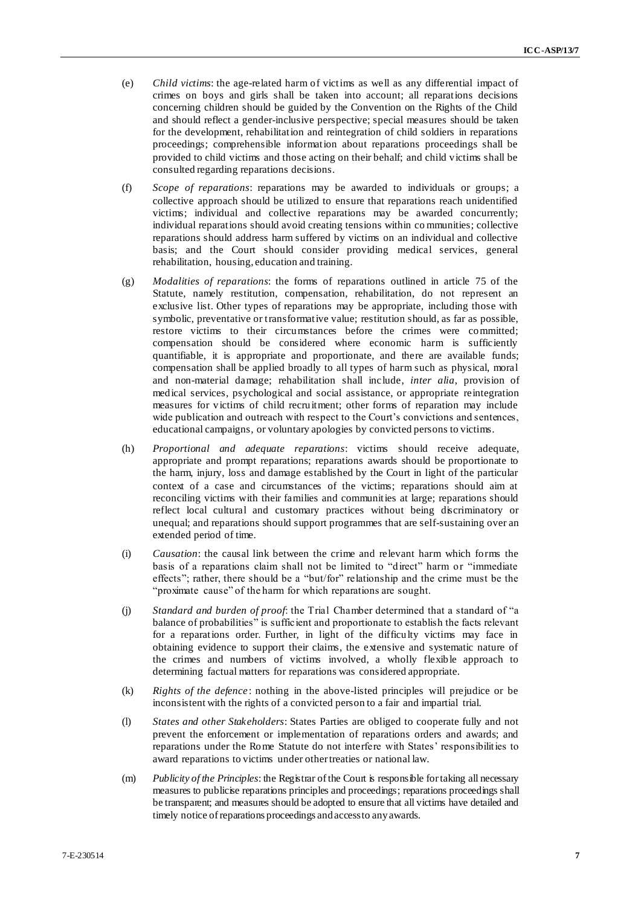(e) *Child victims*: the age-related harm of victims as well as any differential impact of crimes on boys and girls shall be taken into account; all reparations decisions concerning children should be guided by the Convention on the Rights of the Child and should reflect a gender-inclusive perspective; special measures should be taken for the development, rehabilitation and reintegration of child soldiers in reparations proceedings; comprehensible information about reparations proceedings shall be provided to child victims and those acting on their behalf; and child victims shall be consulted regarding reparations decisions.

(f) *Scope of reparations*: reparations may be awarded to individuals or groups; a collective approach should be utilized to ensure that reparations reach unidentified victims; individual and collective reparations may be awarded concurrently; individual reparations should avoid creating tensions within communities; collective reparations should address harm suffered by victims on an individual and collective basis; and the Court should consider providing medical services, general rehabilitation, housing, education and training.

(g) *Modalities of reparations*: the forms of reparations outlined in article 75 of the Statute, namely restitution, compensation, rehabilitation, do not represent an exclusive list. Other types of reparations may be appropriate, including those with symbolic, preventative or transformative value; restitution should, as far as possible, restore victims to their circumstances before the crimes were committed; compensation should be considered where economic harm is sufficiently quantifiable, it is appropriate and proportionate, and there are available funds; compensation shall be applied broadly to all types of harm such as physical, moral and non-material damage; rehabilitation shall include, *inter alia*, provision of medical services, psychological and social assistance, or appropriate reintegration measures for victims of child recruitment; other forms of reparation may include wide publication and outreach with respect to the Court's convictions and sentences, educational campaigns, or voluntary apologies by convicted persons to victims.

(h) *Proportional and adequate reparations*: victims should receive adequate, appropriate and prompt reparations; reparations awards should be proportionate to the harm, injury, loss and damage established by the Court in light of the particular context of a case and circumstances of the victims; reparations should aim at reconciling victims with their families and communities at large; reparations should reflect local cultural and customary practices without being discriminatory or unequal; and reparations should support programmes that are self-sustaining over an extended period of time.

(i) *Causation*: the causal link between the crime and relevant harm which forms the basis of a reparations claim shall not be limited to "direct" harm or "immediate effects"; rather, there should be a "but/for" relationship and the crime must be the "proximate cause" of the harm for which reparations are sought.

(j) *Standard and burden of proof*: the Trial Chamber determined that a standard of "a balance of probabilities" is sufficient and proportionate to establish the facts relevant for a reparations order. Further, in light of the difficulty victims may face in obtaining evidence to support their claims, the extensive and systematic nature of the crimes and numbers of victims involved, a wholly flexible approach to determining factual matters for reparations was considered appropriate.

(k) *Rights of the defence*: nothing in the above-listed principles will prejudice or be inconsistent with the rights of a convicted person to a fair and impartial trial.

(l) *States and other Stakeholders*: States Parties are obliged to cooperate fully and not prevent the enforcement or implementation of reparations orders and awards; and reparations under the Rome Statute do not interfere with States' responsibilities to award reparations to victims under other treaties or national law.

(m) *Publicity of the Principles*: the Registrar of the Court is responsible for taking all necessary measures to publicise reparations principles and proceedings; reparations proceedings shall be transparent; and measures should be adopted to ensure that all victims have detailed and timely notice of reparations proceedings and access to any awards.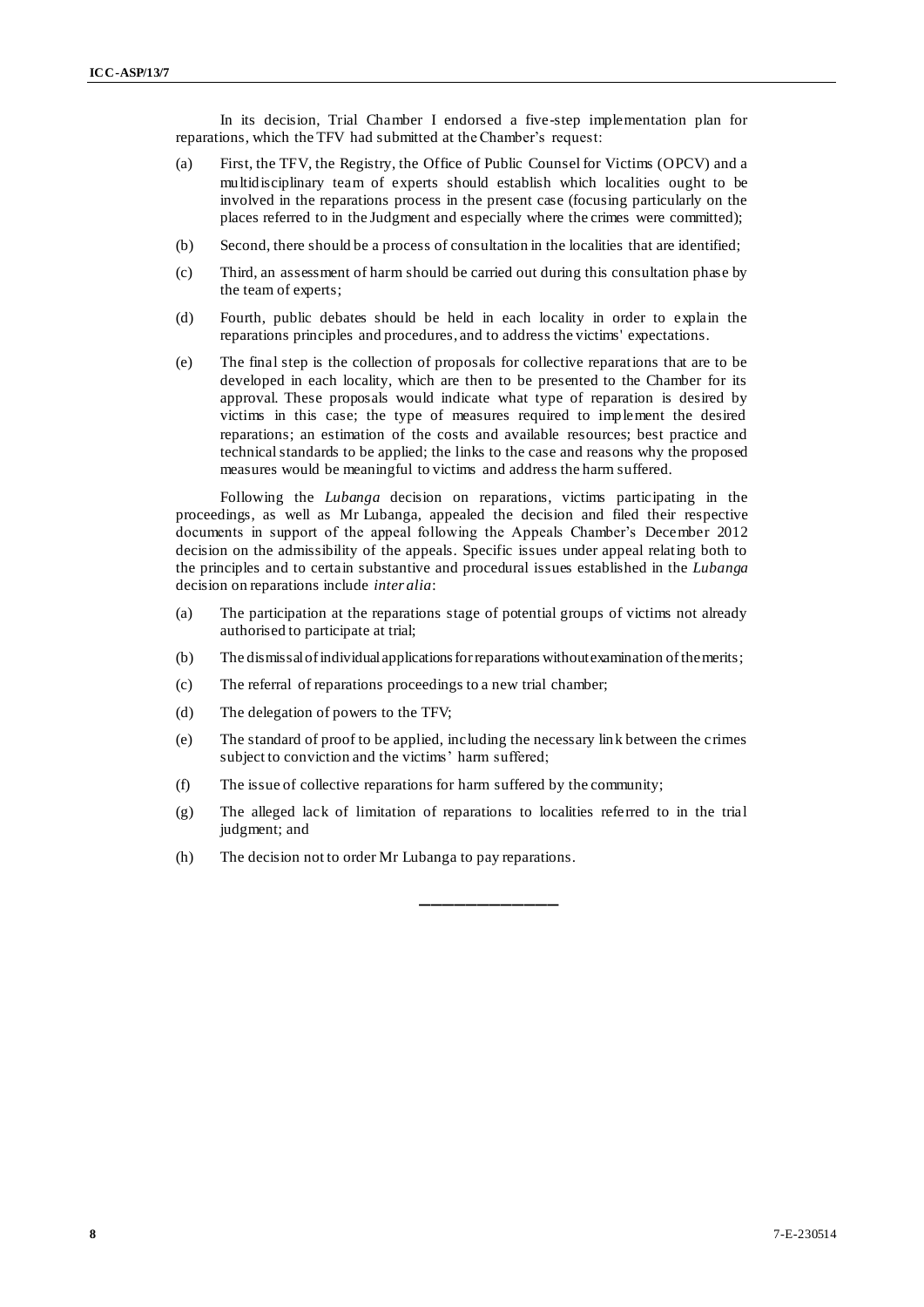In its decision, Trial Chamber I endorsed a five-step implementation plan for reparations, which the TFV had submitted at the Chamber's request:

(a) First, the TFV, the Registry, the Office of Public Counsel for Victims (OPCV) and a multidisciplinary team of experts should establish which localities ought to be involved in the reparations process in the present case (focusing particularly on the places referred to in the Judgment and especially where the crimes were committed);

(b) Second, there should be a process of consultation in the localities that are identified;

(c) Third, an assessment of harm should be carried out during this consultation phase by the team of experts;

(d) Fourth, public debates should be held in each locality in order to explain the reparations principles and procedures, and to address the victims' expectations.

(e) The final step is the collection of proposals for collective reparations that are to be developed in each locality, which are then to be presented to the Chamber for its approval. These proposals would indicate what type of reparation is desired by victims in this case; the type of measures required to implement the desired reparations; an estimation of the costs and available resources; best practice and technical standards to be applied; the links to the case and reasons why the proposed measures would be meaningful to victims and address the harm suffered.

Following the *Lubanga* decision on reparations, victims participating in the proceedings, as well as Mr Lubanga, appealed the decision and filed their respective documents in support of the appeal following the Appeals Chamber's December 2012 decision on the admissibility of the appeals. Specific issues under appeal relating both to the principles and to certain substantive and procedural issues established in the *Lubanga* decision on reparations include *inter alia*:

(a) The participation at the reparations stage of potential groups of victims not already authorised to participate at trial;

(b) The dismissal of individual applications for reparations without examination of the merits;

(c) The referral of reparations proceedings to a new trial chamber;

(d) The delegation of powers to the TFV;

(e) The standard of proof to be applied, including the necessary link between the crimes subject to conviction and the victims' harm suffered;

(f) The issue of collective reparations for harm suffered by the community;

(g) The alleged lack of limitation of reparations to localities referred to in the trial judgment; and

(h) The decision not to order Mr Lubanga to pay reparations.

---